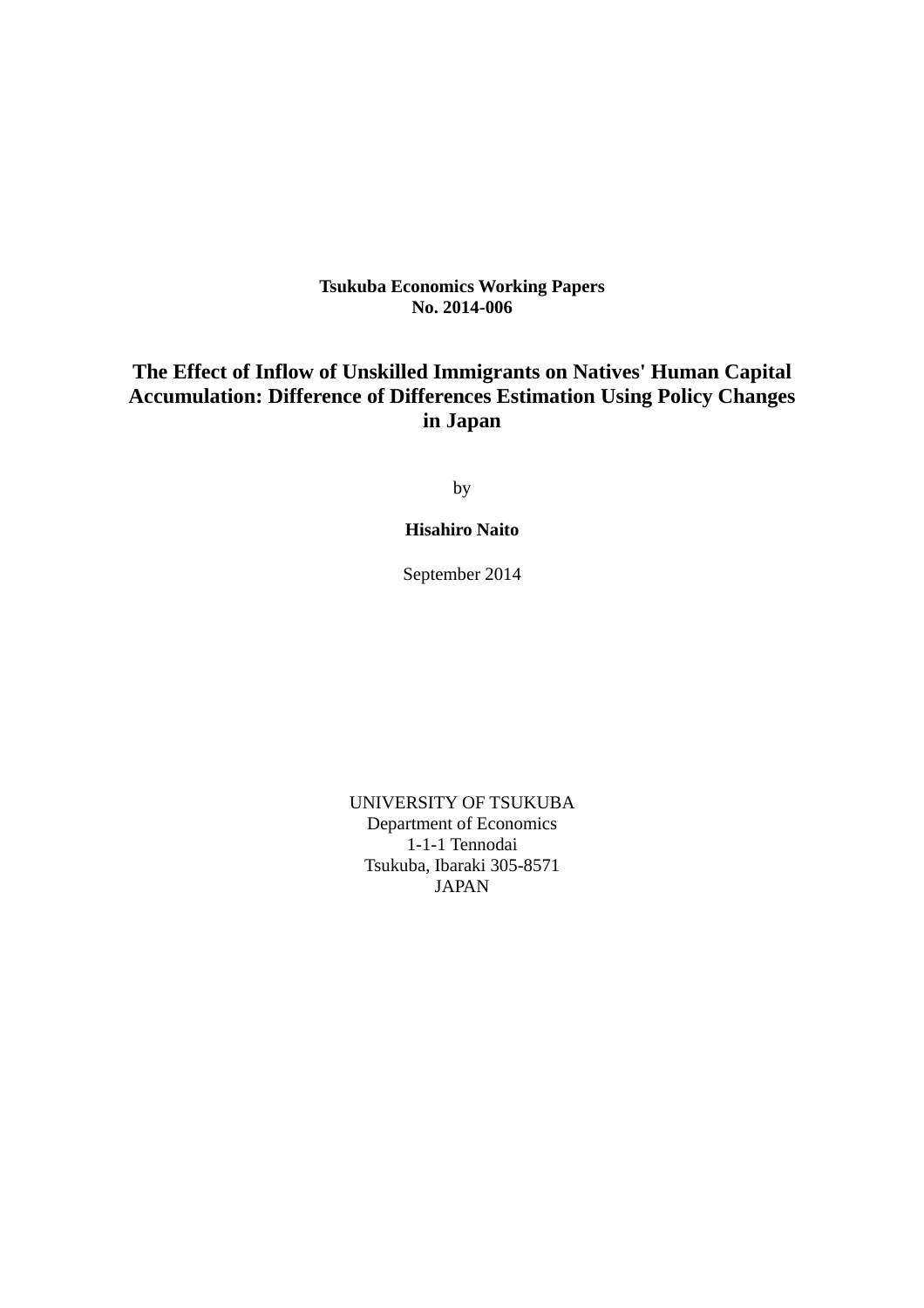**Tsukuba Economics Working Papers**
**No. 2014-006**

# The Effect of Inflow of Unskilled Immigrants on Natives' Human Capital Accumulation: Difference of Differences Estimation Using Policy Changes in Japan

by

**Hisahiro Naito**

September 2014

UNIVERSITY OF TSUKUBA
Department of Economics
1-1-1 Tennodai
Tsukuba, Ibaraki 305-8571
JAPAN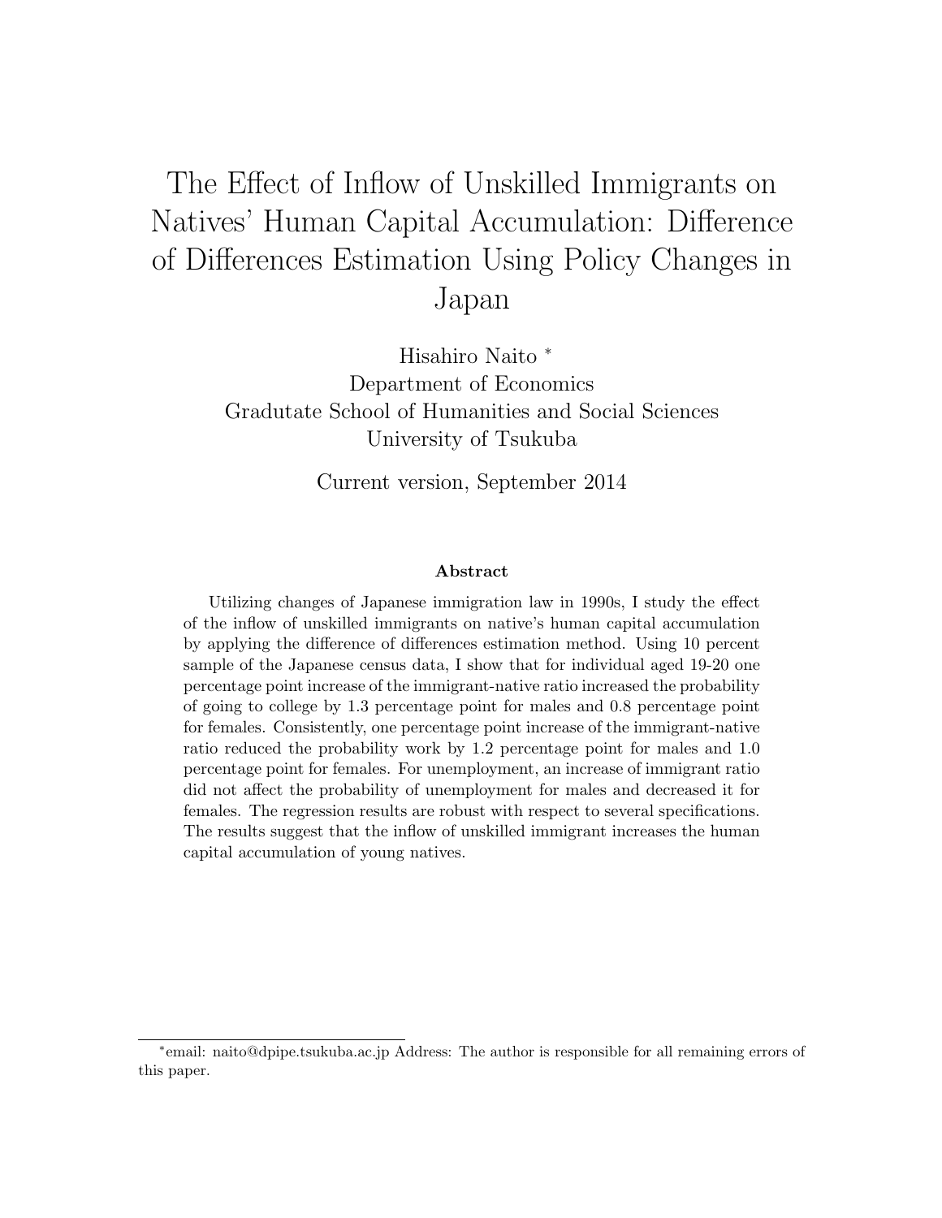# The Effect of Inflow of Unskilled Immigrants on Natives' Human Capital Accumulation: Difference of Differences Estimation Using Policy Changes in Japan

Hisahiro Naito *

Department of Economics

Gradutate School of Humanities and Social Sciences

University of Tsukuba

Current version, September 2014

### Abstract

Utilizing changes of Japanese immigration law in 1990s, I study the effect of the inflow of unskilled immigrants on native's human capital accumulation by applying the difference of differences estimation method. Using 10 percent sample of the Japanese census data, I show that for individual aged 19-20 one percentage point increase of the immigrant-native ratio increased the probability of going to college by 1.3 percentage point for males and 0.8 percentage point for females. Consistently, one percentage point increase of the immigrant-native ratio reduced the probability work by 1.2 percentage point for males and 1.0 percentage point for females. For unemployment, an increase of immigrant ratio did not affect the probability of unemployment for males and decreased it for females. The regression results are robust with respect to several specifications. The results suggest that the inflow of unskilled immigrant increases the human capital accumulation of young natives.

*email: naito@dpipe.tsukuba.ac.jp Address: The author is responsible for all remaining errors of this paper.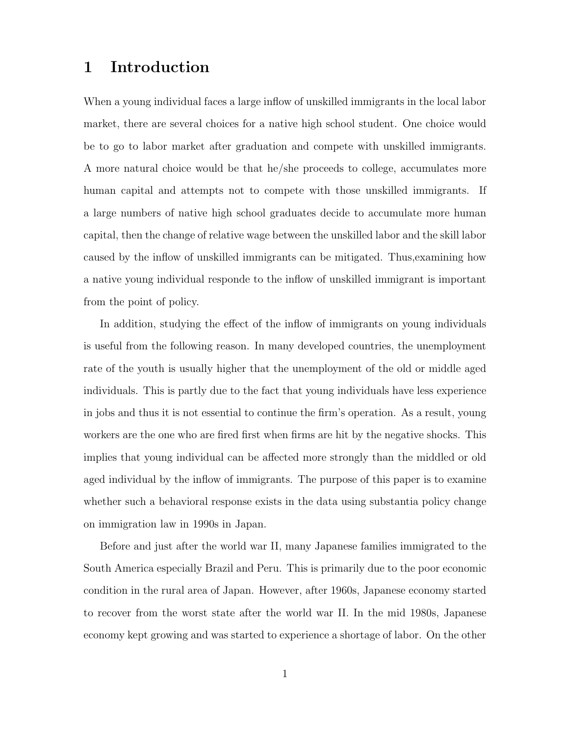# 1 Introduction

When a young individual faces a large inflow of unskilled immigrants in the local labor market, there are several choices for a native high school student. One choice would be to go to labor market after graduation and compete with unskilled immigrants. A more natural choice would be that he/she proceeds to college, accumulates more human capital and attempts not to compete with those unskilled immigrants. If a large numbers of native high school graduates decide to accumulate more human capital, then the change of relative wage between the unskilled labor and the skill labor caused by the inflow of unskilled immigrants can be mitigated. Thus,examining how a native young individual responde to the inflow of unskilled immigrant is important from the point of policy.

In addition, studying the effect of the inflow of immigrants on young individuals is useful from the following reason. In many developed countries, the unemployment rate of the youth is usually higher that the unemployment of the old or middle aged individuals. This is partly due to the fact that young individuals have less experience in jobs and thus it is not essential to continue the firm's operation. As a result, young workers are the one who are fired first when firms are hit by the negative shocks. This implies that young individual can be affected more strongly than the middled or old aged individual by the inflow of immigrants. The purpose of this paper is to examine whether such a behavioral response exists in the data using substantia policy change on immigration law in 1990s in Japan.

Before and just after the world war II, many Japanese families immigrated to the South America especially Brazil and Peru. This is primarily due to the poor economic condition in the rural area of Japan. However, after 1960s, Japanese economy started to recover from the worst state after the world war II. In the mid 1980s, Japanese economy kept growing and was started to experience a shortage of labor. On the other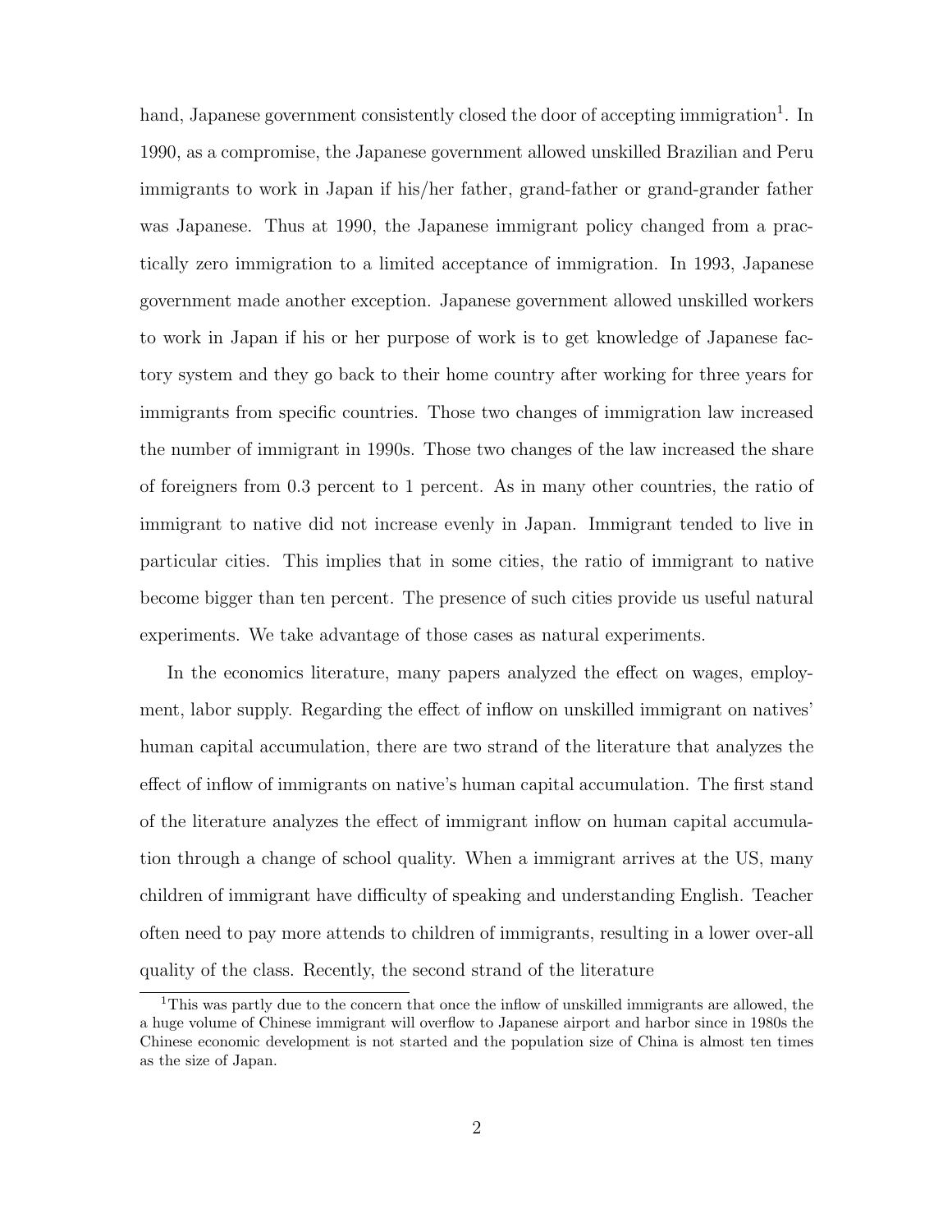hand, Japanese government consistently closed the door of accepting immigration[1]. In 1990, as a compromise, the Japanese government allowed unskilled Brazilian and Peru immigrants to work in Japan if his/her father, grand-father or grand-grander father was Japanese. Thus at 1990, the Japanese immigrant policy changed from a practically zero immigration to a limited acceptance of immigration. In 1993, Japanese government made another exception. Japanese government allowed unskilled workers to work in Japan if his or her purpose of work is to get knowledge of Japanese factory system and they go back to their home country after working for three years for immigrants from specific countries. Those two changes of immigration law increased the number of immigrant in 1990s. Those two changes of the law increased the share of foreigners from 0.3 percent to 1 percent. As in many other countries, the ratio of immigrant to native did not increase evenly in Japan. Immigrant tended to live in particular cities. This implies that in some cities, the ratio of immigrant to native become bigger than ten percent. The presence of such cities provide us useful natural experiments. We take advantage of those cases as natural experiments.

In the economics literature, many papers analyzed the effect on wages, employment, labor supply. Regarding the effect of inflow on unskilled immigrant on natives' human capital accumulation, there are two strand of the literature that analyzes the effect of inflow of immigrants on native's human capital accumulation. The first stand of the literature analyzes the effect of immigrant inflow on human capital accumulation through a change of school quality. When a immigrant arrives at the US, many children of immigrant have difficulty of speaking and understanding English. Teacher often need to pay more attends to children of immigrants, resulting in a lower over-all quality of the class. Recently, the second strand of the literature

[1] This was partly due to the concern that once the inflow of unskilled immigrants are allowed, the a huge volume of Chinese immigrant will overflow to Japanese airport and harbor since in 1980s the Chinese economic development is not started and the population size of China is almost ten times as the size of Japan.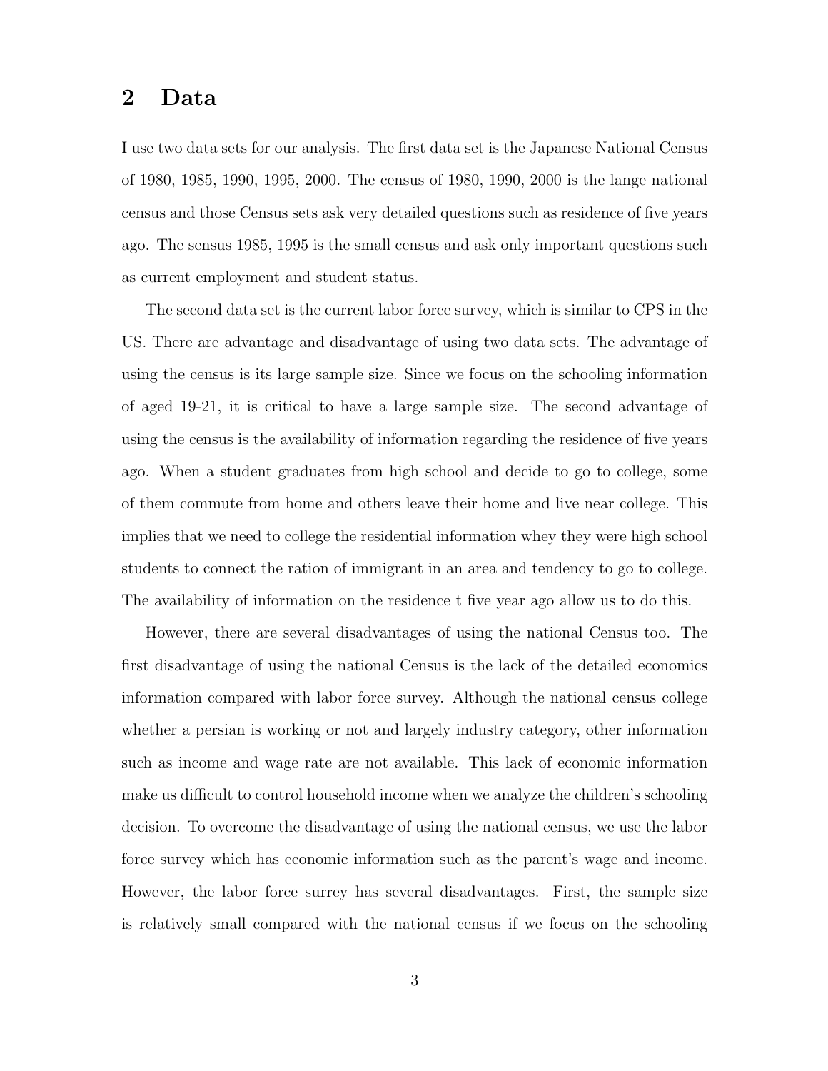## 2 Data

I use two data sets for our analysis. The first data set is the Japanese National Census of 1980, 1985, 1990, 1995, 2000. The census of 1980, 1990, 2000 is the lange national census and those Census sets ask very detailed questions such as residence of five years ago. The sensus 1985, 1995 is the small census and ask only important questions such as current employment and student status.

The second data set is the current labor force survey, which is similar to CPS in the US. There are advantage and disadvantage of using two data sets. The advantage of using the census is its large sample size. Since we focus on the schooling information of aged 19-21, it is critical to have a large sample size. The second advantage of using the census is the availability of information regarding the residence of five years ago. When a student graduates from high school and decide to go to college, some of them commute from home and others leave their home and live near college. This implies that we need to college the residential information whey they were high school students to connect the ration of immigrant in an area and tendency to go to college. The availability of information on the residence t five year ago allow us to do this.

However, there are several disadvantages of using the national Census too. The first disadvantage of using the national Census is the lack of the detailed economics information compared with labor force survey. Although the national census college whether a persian is working or not and largely industry category, other information such as income and wage rate are not available. This lack of economic information make us difficult to control household income when we analyze the children's schooling decision. To overcome the disadvantage of using the national census, we use the labor force survey which has economic information such as the parent's wage and income. However, the labor force surrey has several disadvantages. First, the sample size is relatively small compared with the national census if we focus on the schooling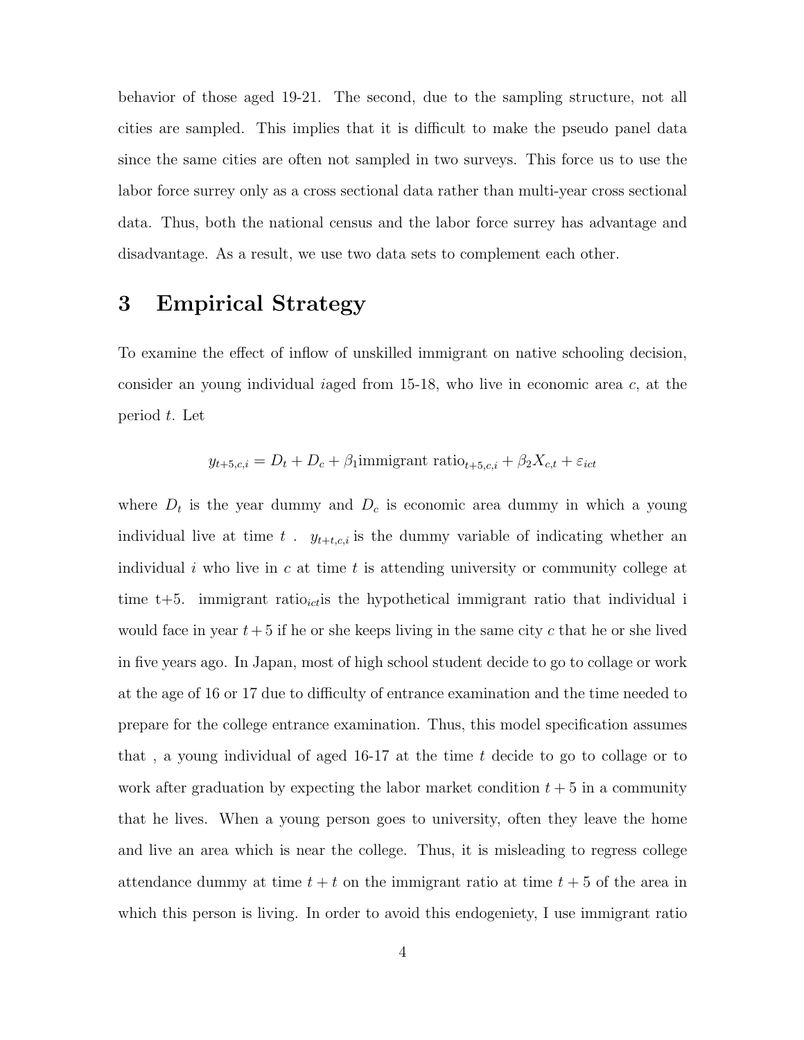behavior of those aged 19-21. The second, due to the sampling structure, not all cities are sampled. This implies that it is difficult to make the pseudo panel data since the same cities are often not sampled in two surveys. This force us to use the labor force surrey only as a cross sectional data rather than multi-year cross sectional data. Thus, both the national census and the labor force surrey has advantage and disadvantage. As a result, we use two data sets to complement each other.

# 3 Empirical Strategy

To examine the effect of inflow of unskilled immigrant on native schooling decision, consider an young individual $i$aged from 15-18, who live in economic area $c$, at the period $t$. Let

$$y_{t+5,c,i} = D_t + D_c + \beta_1 \text{immigrant ratio}_{t+5,c,i} + \beta_2 X_{c,t} + \varepsilon_{ict}$$

where $D_t$ is the year dummy and $D_c$ is economic area dummy in which a young individual live at time $t$ . $y_{t+t,c,i}$ is the dummy variable of indicating whether an individual $i$ who live in $c$ at time $t$ is attending university or community college at time t+5. immigrant ratio$_{ict}$is the hypothetical immigrant ratio that individual i would face in year $t+5$ if he or she keeps living in the same city $c$ that he or she lived in five years ago. In Japan, most of high school student decide to go to collage or work at the age of 16 or 17 due to difficulty of entrance examination and the time needed to prepare for the college entrance examination. Thus, this model specification assumes that , a young individual of aged 16-17 at the time $t$ decide to go to collage or to work after graduation by expecting the labor market condition $t+5$ in a community that he lives. When a young person goes to university, often they leave the home and live an area which is near the college. Thus, it is misleading to regress college attendance dummy at time $t+t$ on the immigrant ratio at time $t+5$ of the area in which this person is living. In order to avoid this endogeniety, I use immigrant ratio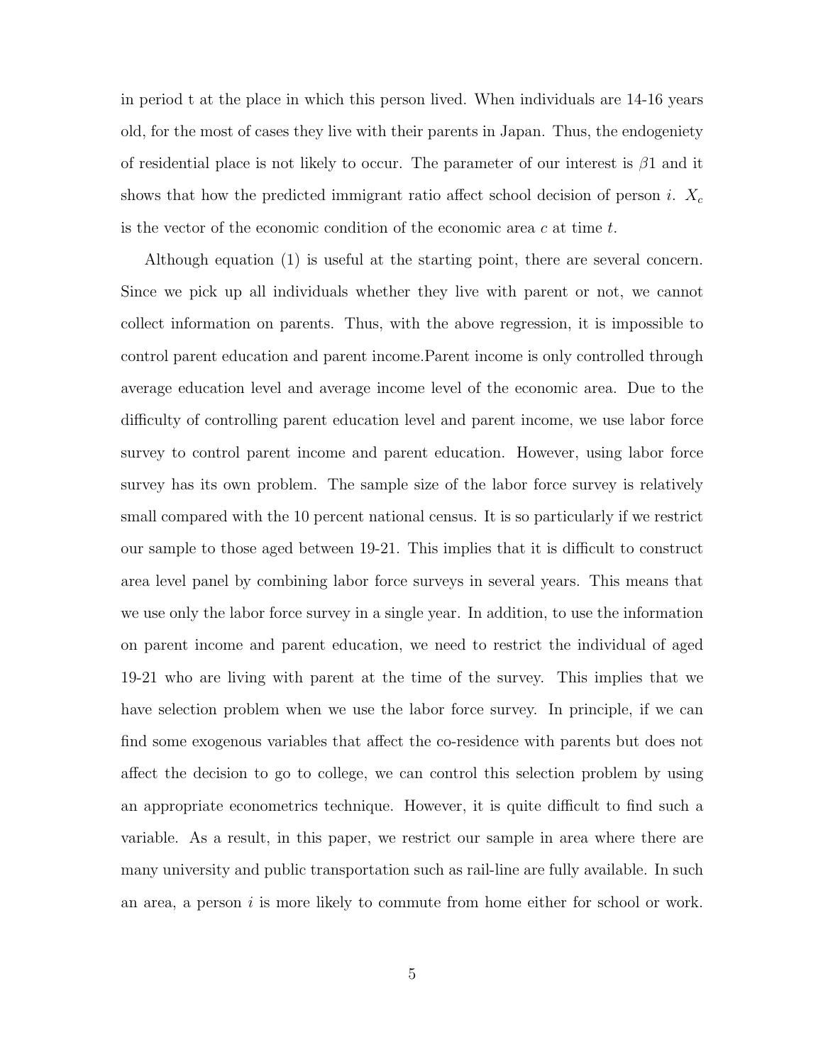in period t at the place in which this person lived. When individuals are 14-16 years old, for the most of cases they live with their parents in Japan. Thus, the endogeniety of residential place is not likely to occur. The parameter of our interest is $\beta 1$ and it shows that how the predicted immigrant ratio affect school decision of person $i$. $X_c$ is the vector of the economic condition of the economic area $c$ at time $t$.

Although equation (1) is useful at the starting point, there are several concern. Since we pick up all individuals whether they live with parent or not, we cannot collect information on parents. Thus, with the above regression, it is impossible to control parent education and parent income.Parent income is only controlled through average education level and average income level of the economic area. Due to the difficulty of controlling parent education level and parent income, we use labor force survey to control parent income and parent education. However, using labor force survey has its own problem. The sample size of the labor force survey is relatively small compared with the 10 percent national census. It is so particularly if we restrict our sample to those aged between 19-21. This implies that it is difficult to construct area level panel by combining labor force surveys in several years. This means that we use only the labor force survey in a single year. In addition, to use the information on parent income and parent education, we need to restrict the individual of aged 19-21 who are living with parent at the time of the survey. This implies that we have selection problem when we use the labor force survey. In principle, if we can find some exogenous variables that affect the co-residence with parents but does not affect the decision to go to college, we can control this selection problem by using an appropriate econometrics technique. However, it is quite difficult to find such a variable. As a result, in this paper, we restrict our sample in area where there are many university and public transportation such as rail-line are fully available. In such an area, a person $i$ is more likely to commute from home either for school or work.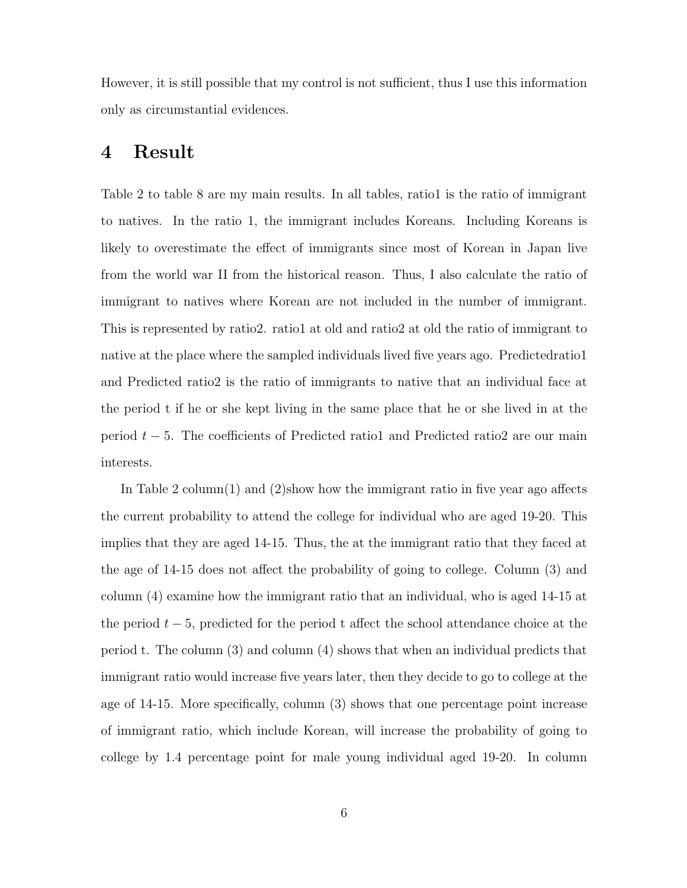However, it is still possible that my control is not sufficient, thus I use this information only as circumstantial evidences.

# 4 Result

Table 2 to table 8 are my main results. In all tables, ratio1 is the ratio of immigrant to natives. In the ratio 1, the immigrant includes Koreans. Including Koreans is likely to overestimate the effect of immigrants since most of Korean in Japan live from the world war II from the historical reason. Thus, I also calculate the ratio of immigrant to natives where Korean are not included in the number of immigrant. This is represented by ratio2. ratio1 at old and ratio2 at old the ratio of immigrant to native at the place where the sampled individuals lived five years ago. Predictedratio1 and Predicted ratio2 is the ratio of immigrants to native that an individual face at the period t if he or she kept living in the same place that he or she lived in at the period $t-5$. The coefficients of Predicted ratio1 and Predicted ratio2 are our main interests.

In Table 2 column(1) and (2)show how the immigrant ratio in five year ago affects the current probability to attend the college for individual who are aged 19-20. This implies that they are aged 14-15. Thus, the at the immigrant ratio that they faced at the age of 14-15 does not affect the probability of going to college. Column (3) and column (4) examine how the immigrant ratio that an individual, who is aged 14-15 at the period $t-5$, predicted for the period t affect the school attendance choice at the period t. The column (3) and column (4) shows that when an individual predicts that immigrant ratio would increase five years later, then they decide to go to college at the age of 14-15. More specifically, column (3) shows that one percentage point increase of immigrant ratio, which include Korean, will increase the probability of going to college by 1.4 percentage point for male young individual aged 19-20. In column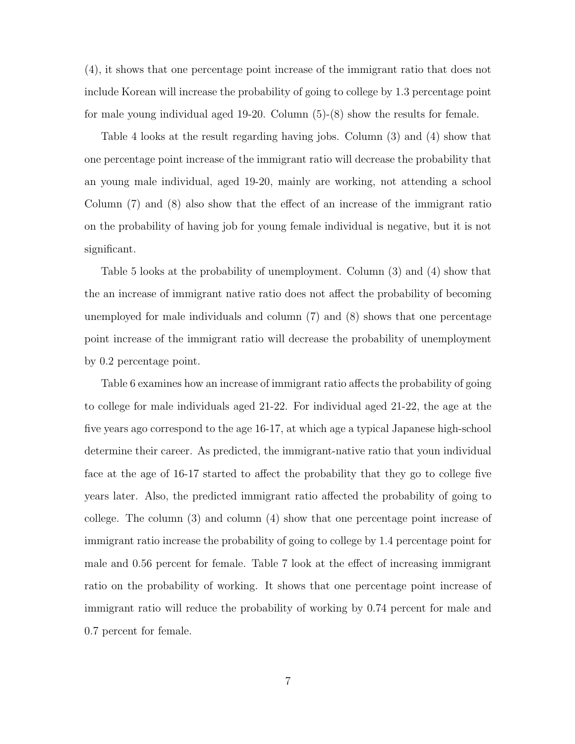(4), it shows that one percentage point increase of the immigrant ratio that does not include Korean will increase the probability of going to college by 1.3 percentage point for male young individual aged 19-20. Column (5)-(8) show the results for female.

Table 4 looks at the result regarding having jobs. Column (3) and (4) show that one percentage point increase of the immigrant ratio will decrease the probability that an young male individual, aged 19-20, mainly are working, not attending a school Column (7) and (8) also show that the effect of an increase of the immigrant ratio on the probability of having job for young female individual is negative, but it is not significant.

Table 5 looks at the probability of unemployment. Column (3) and (4) show that the an increase of immigrant native ratio does not affect the probability of becoming unemployed for male individuals and column (7) and (8) shows that one percentage point increase of the immigrant ratio will decrease the probability of unemployment by 0.2 percentage point.

Table 6 examines how an increase of immigrant ratio affects the probability of going to college for male individuals aged 21-22. For individual aged 21-22, the age at the five years ago correspond to the age 16-17, at which age a typical Japanese high-school determine their career. As predicted, the immigrant-native ratio that youn individual face at the age of 16-17 started to affect the probability that they go to college five years later. Also, the predicted immigrant ratio affected the probability of going to college. The column (3) and column (4) show that one percentage point increase of immigrant ratio increase the probability of going to college by 1.4 percentage point for male and 0.56 percent for female. Table 7 look at the effect of increasing immigrant ratio on the probability of working. It shows that one percentage point increase of immigrant ratio will reduce the probability of working by 0.74 percent for male and 0.7 percent for female.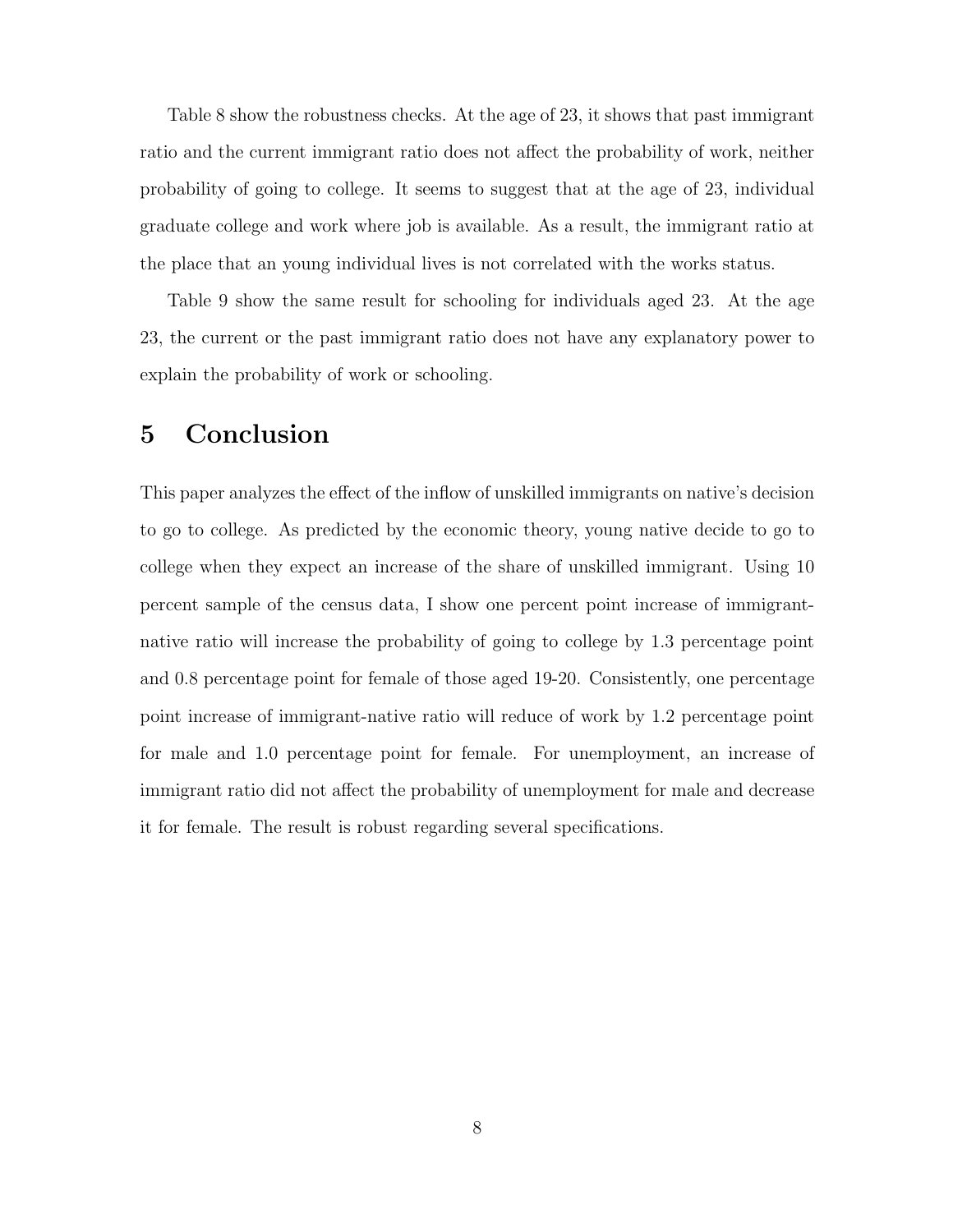Table 8 show the robustness checks. At the age of 23, it shows that past immigrant ratio and the current immigrant ratio does not affect the probability of work, neither probability of going to college. It seems to suggest that at the age of 23, individual graduate college and work where job is available. As a result, the immigrant ratio at the place that an young individual lives is not correlated with the works status.

Table 9 show the same result for schooling for individuals aged 23. At the age 23, the current or the past immigrant ratio does not have any explanatory power to explain the probability of work or schooling.

## 5 Conclusion

This paper analyzes the effect of the inflow of unskilled immigrants on native's decision to go to college. As predicted by the economic theory, young native decide to go to college when they expect an increase of the share of unskilled immigrant. Using 10 percent sample of the census data, I show one percent point increase of immigrant-native ratio will increase the probability of going to college by 1.3 percentage point and 0.8 percentage point for female of those aged 19-20. Consistently, one percentage point increase of immigrant-native ratio will reduce of work by 1.2 percentage point for male and 1.0 percentage point for female. For unemployment, an increase of immigrant ratio did not affect the probability of unemployment for male and decrease it for female. The result is robust regarding several specifications.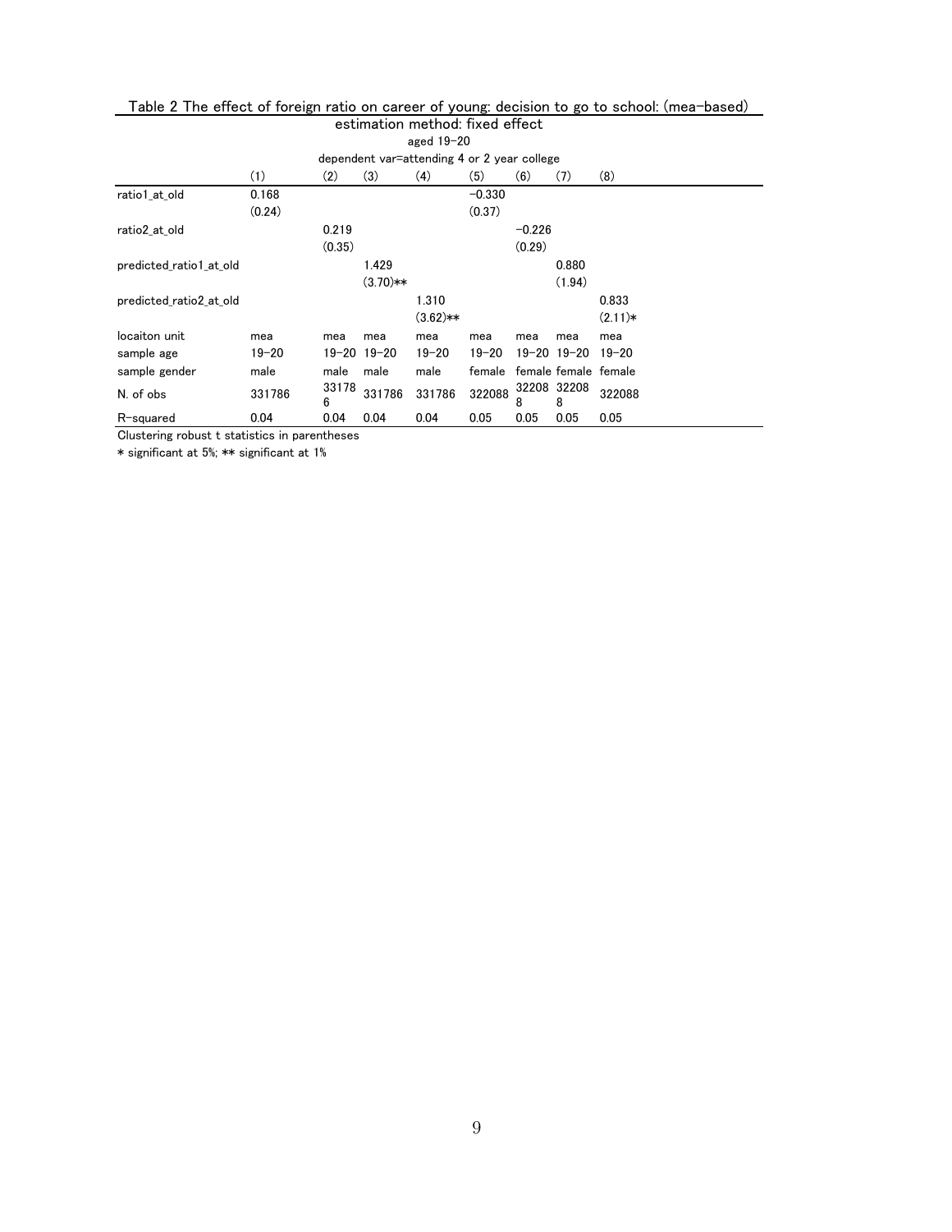Table 2 The effect of foreign ratio on career of young: decision to go to school: (mea-based)

estimation method: fixed effect

aged 19-20

dependent var=attending 4 or 2 year college

| | (1) | (2) | (3) | (4) | (5) | (6) | (7) | (8) |
|---|---|---|---|---|---|---|---|---|
| ratio1_at_old | 0.168 | | | | -0.330 | | | |
| | (0.24) | | | | (0.37) | | | |
| ratio2_at_old | | 0.219 | | | | -0.226 | | |
| | | (0.35) | | | | (0.29) | | |
| predicted_ratio1_at_old | | | 1.429 | | | | 0.880 | |
| | | | (3.70)** | | | | (1.94) | |
| predicted_ratio2_at_old | | | | 1.310 | | | | 0.833 |
| | | | | (3.62)** | | | | (2.11)* |
| locaiton unit | mea | mea | mea | mea | mea | mea | mea | mea |
| sample age | 19-20 | 19-20 | 19-20 | 19-20 | 19-20 | 19-20 | 19-20 | 19-20 |
| sample gender | male | male | male | male | female | female | female | female |
| N. of obs | 331786 | 331786 | 331786 | 331786 | 322088 | 322088 | 322088 | 322088 |
| R-squared | 0.04 | 0.04 | 0.04 | 0.04 | 0.05 | 0.05 | 0.05 | 0.05 |

Clustering robust t statistics in parentheses

* significant at 5%; ** significant at 1%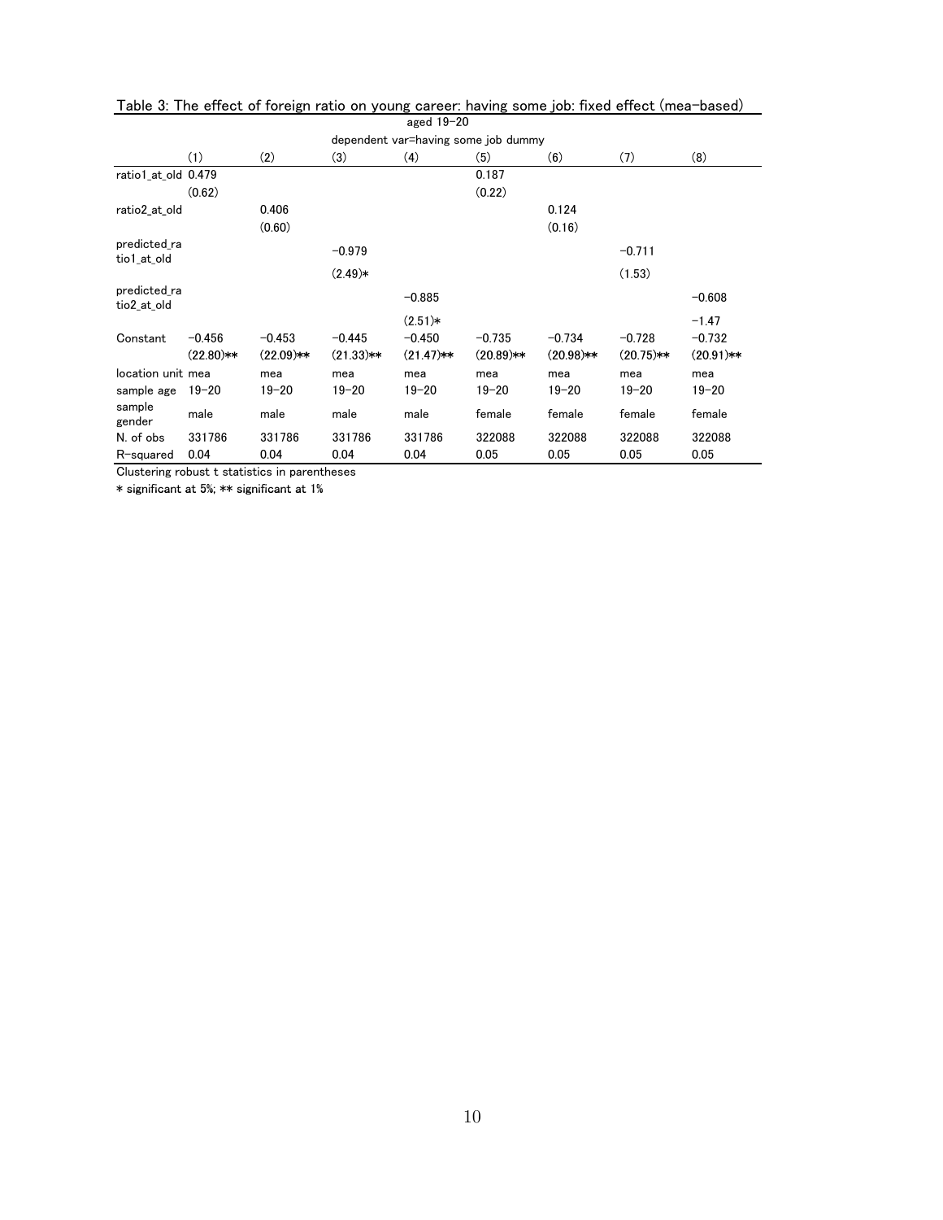Table 3: The effect of foreign ratio on young career: having some job: fixed effect (mea-based)

| | aged 19-20 | | | | | | | |
|---|---|---|---|---|---|---|---|---|
| | dependent var=having some job dummy | | | | | | | |
| | (1) | (2) | (3) | (4) | (5) | (6) | (7) | (8) |
| ratio1_at_old | 0.479 | | | | 0.187 | | | |
| | (0.62) | | | | (0.22) | | | |
| ratio2_at_old | | 0.406 | | | | 0.124 | | |
| | | (0.60) | | | | (0.16) | | |
| predicted_ratio1_at_old | | | −0.979 | | | | −0.711 | |
| | | | (2.49)* | | | | (1.53) | |
| predicted_ratio2_at_old | | | | −0.885 | | | | −0.608 |
| | | | | (2.51)* | | | | −1.47 |
| Constant | −0.456 | −0.453 | −0.445 | −0.450 | −0.735 | −0.734 | −0.728 | −0.732 |
| | (22.80)** | (22.09)** | (21.33)** | (21.47)** | (20.89)** | (20.98)** | (20.75)** | (20.91)** |
| location unit | mea | mea | mea | mea | mea | mea | mea | mea |
| sample age | 19-20 | 19-20 | 19-20 | 19-20 | 19-20 | 19-20 | 19-20 | 19-20 |
| sample gender | male | male | male | male | female | female | female | female |
| N. of obs | 331786 | 331786 | 331786 | 331786 | 322088 | 322088 | 322088 | 322088 |
| R-squared | 0.04 | 0.04 | 0.04 | 0.04 | 0.05 | 0.05 | 0.05 | 0.05 |

Clustering robust t statistics in parentheses

* significant at 5%; ** significant at 1%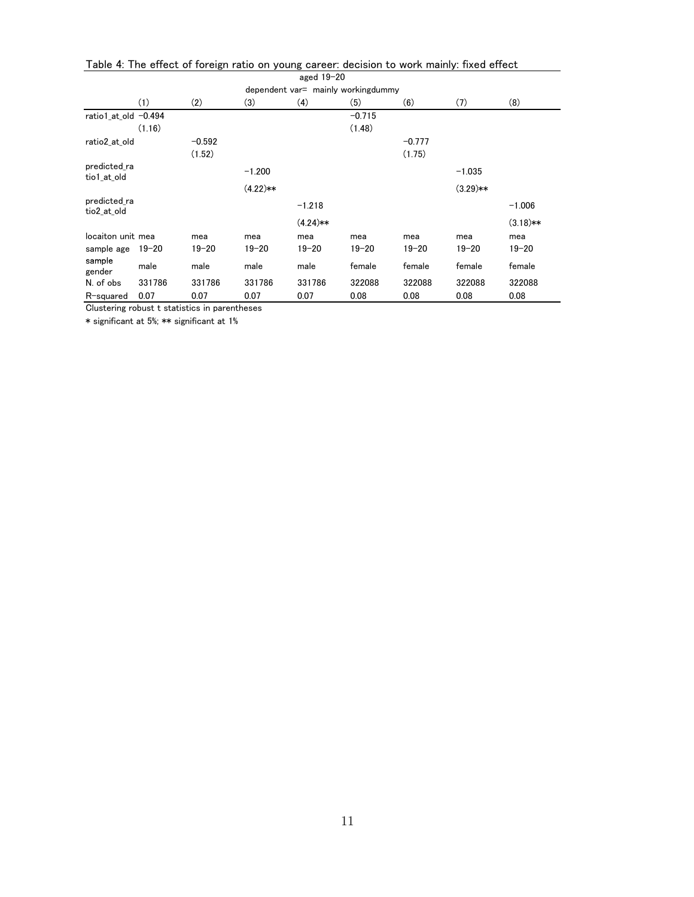Table 4: The effect of foreign ratio on young career: decision to work mainly: fixed effect

| | (1) | (2) | (3) | (4) | (5) | (6) | (7) | (8) |
|---|---|---|---|---|---|---|---|---|
| | aged 19-20 | | | | | | | |
| | dependent var= mainly workingdummy | | | | | | | |
| ratio1_at_old | -0.494 | | | | -0.715 | | | |
| | (1.16) | | | | (1.48) | | | |
| ratio2_at_old | | -0.592 | | | | -0.777 | | |
| | | (1.52) | | | | (1.75) | | |
| predicted_ratio1_at_old | | | -1.200 | | | | -1.035 | |
| | | | (4.22)** | | | | (3.29)** | |
| predicted_ratio2_at_old | | | | -1.218 | | | | -1.006 |
| | | | | (4.24)** | | | | (3.18)** |
| locaiton unit | mea | mea | mea | mea | mea | mea | mea | mea |
| sample age | 19-20 | 19-20 | 19-20 | 19-20 | 19-20 | 19-20 | 19-20 | 19-20 |
| sample gender | male | male | male | male | female | female | female | female |
| N. of obs | 331786 | 331786 | 331786 | 331786 | 322088 | 322088 | 322088 | 322088 |
| R-squared | 0.07 | 0.07 | 0.07 | 0.07 | 0.08 | 0.08 | 0.08 | 0.08 |

Clustering robust t statistics in parentheses

* significant at 5%; ** significant at 1%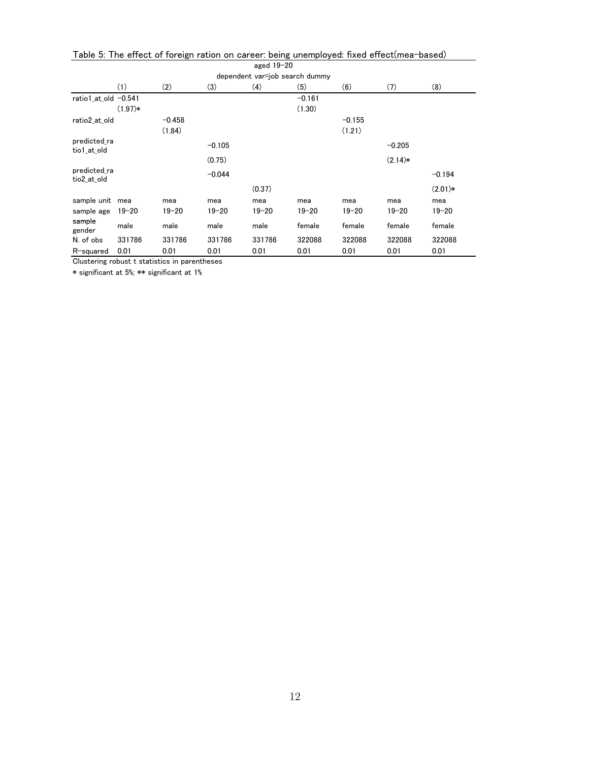Table 5: The effect of foreign ration on career: being unemployed: fixed effect(mea-based)

| | (1) | (2) | (3) | (4) | (5) | (6) | (7) | (8) |
|---|---|---|---|---|---|---|---|---|
| | aged 19-20 | | | | | | | |
| | dependent var=job search dummy | | | | | | | |
| ratio1_at_old | −0.541 | | | | −0.161 | | | |
| | (1.97)* | | | | (1.30) | | | |
| ratio2_at_old | | −0.458 | | | | −0.155 | | |
| | | (1.84) | | | | (1.21) | | |
| predicted_ratio1_at_old | | | −0.105 | | | | −0.205 | |
| | | | (0.75) | | | | (2.14)* | |
| predicted_ratio2_at_old | | | −0.044 | | | | | −0.194 |
| | | | | (0.37) | | | | (2.01)* |
| sample unit | mea | mea | mea | mea | mea | mea | mea | mea |
| sample age | 19−20 | 19−20 | 19−20 | 19−20 | 19−20 | 19−20 | 19−20 | 19−20 |
| sample gender | male | male | male | male | female | female | female | female |
| N. of obs | 331786 | 331786 | 331786 | 331786 | 322088 | 322088 | 322088 | 322088 |
| R-squared | 0.01 | 0.01 | 0.01 | 0.01 | 0.01 | 0.01 | 0.01 | 0.01 |

Clustering robust t statistics in parentheses

* significant at 5%; ** significant at 1%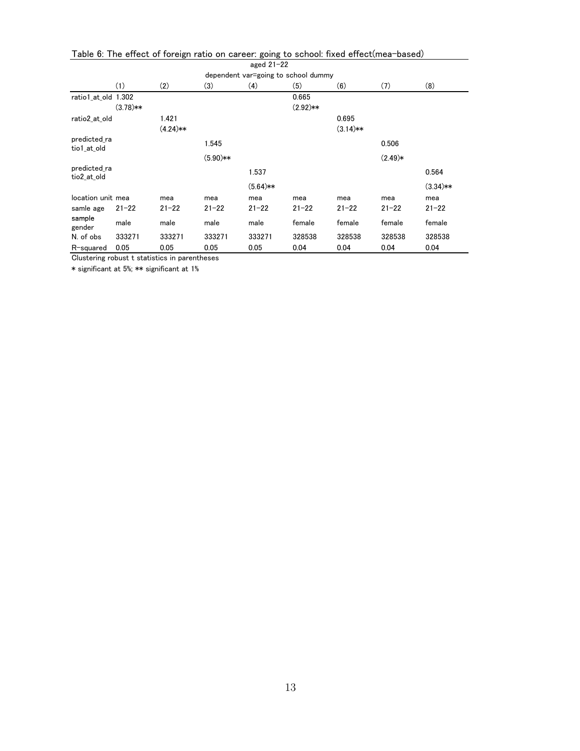Table 6: The effect of foreign ratio on career: going to school: fixed effect(mea-based)

| | aged 21−22 | | | | | | | |
|---|---|---|---|---|---|---|---|---|
| | dependent var=going to school dummy | | | | | | | |
| | (1) | (2) | (3) | (4) | (5) | (6) | (7) | (8) |
| ratio1_at_old | 1.302 | | | | 0.665 | | | |
| | (3.78)** | | | | (2.92)** | | | |
| ratio2_at_old | | 1.421 | | | | 0.695 | | |
| | | (4.24)** | | | | (3.14)** | | |
| predicted_ratio1_at_old | | | 1.545 | | | | 0.506 | |
| | | | (5.90)** | | | | (2.49)* | |
| predicted_ratio2_at_old | | | | 1.537 | | | | 0.564 |
| | | | | (5.64)** | | | | (3.34)** |
| location unit | mea | mea | mea | mea | mea | mea | mea | mea |
| samle age | 21−22 | 21−22 | 21−22 | 21−22 | 21−22 | 21−22 | 21−22 | 21−22 |
| sample gender | male | male | male | male | female | female | female | female |
| N. of obs | 333271 | 333271 | 333271 | 333271 | 328538 | 328538 | 328538 | 328538 |
| R-squared | 0.05 | 0.05 | 0.05 | 0.05 | 0.04 | 0.04 | 0.04 | 0.04 |

Clustering robust t statistics in parentheses

* significant at 5%; ** significant at 1%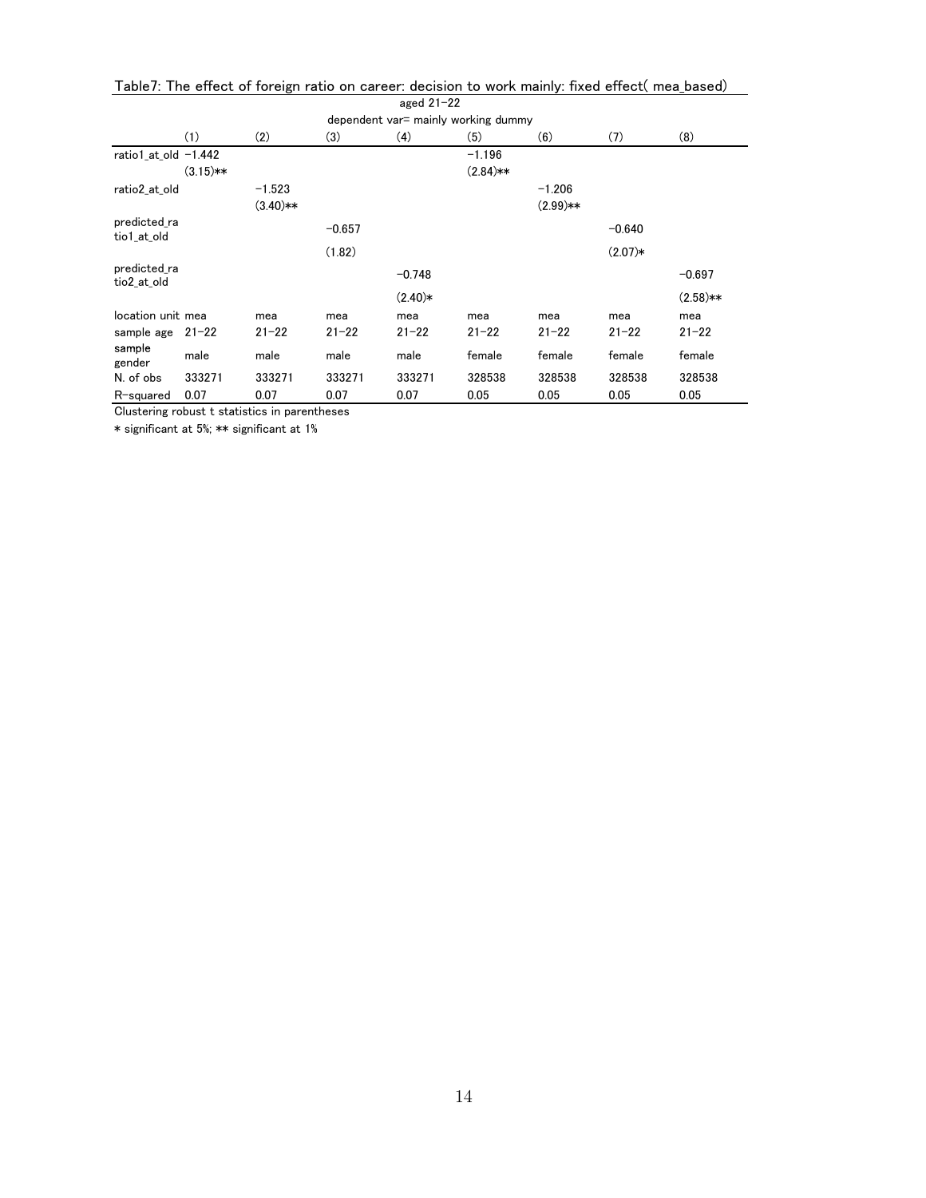Table7: The effect of foreign ratio on career: decision to work mainly: fixed effect( mea_based)

| | aged 21−22 | | | | | | | |
|---|---|---|---|---|---|---|---|---|
| | dependent var= mainly working dummy | | | | | | | |
| | (1) | (2) | (3) | (4) | (5) | (6) | (7) | (8) |
| ratio1_at_old | −1.442 | | | | −1.196 | | | |
| | (3.15)** | | | | (2.84)** | | | |
| ratio2_at_old | | −1.523 | | | | −1.206 | | |
| | | (3.40)** | | | | (2.99)** | | |
| predicted_ratio1_at_old | | | −0.657 | | | | −0.640 | |
| | | | (1.82) | | | | (2.07)* | |
| predicted_ratio2_at_old | | | | −0.748 | | | | −0.697 |
| | | | | (2.40)* | | | | (2.58)** |
| location unit | mea | mea | mea | mea | mea | mea | mea | mea |
| sample age | 21−22 | 21−22 | 21−22 | 21−22 | 21−22 | 21−22 | 21−22 | 21−22 |
| sample gender | male | male | male | male | female | female | female | female |
| N. of obs | 333271 | 333271 | 333271 | 333271 | 328538 | 328538 | 328538 | 328538 |
| R-squared | 0.07 | 0.07 | 0.07 | 0.07 | 0.05 | 0.05 | 0.05 | 0.05 |

Clustering robust t statistics in parentheses

* significant at 5%; ** significant at 1%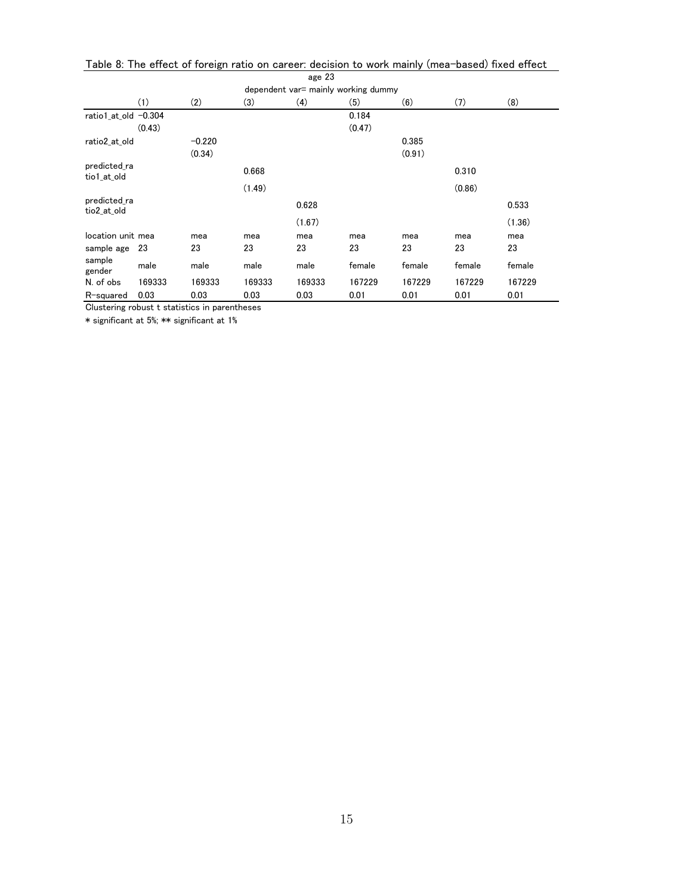Table 8: The effect of foreign ratio on career: decision to work mainly (mea-based) fixed effect

| | age 23 | | | | | | | |
|---|---|---|---|---|---|---|---|---|
| | dependent var= mainly working dummy | | | | | | | |
| | (1) | (2) | (3) | (4) | (5) | (6) | (7) | (8) |
| ratio1_at_old | −0.304 | | | | 0.184 | | | |
| | (0.43) | | | | (0.47) | | | |
| ratio2_at_old | | −0.220 | | | | 0.385 | | |
| | | (0.34) | | | | (0.91) | | |
| predicted_ratio1_at_old | | | 0.668 | | | | 0.310 | |
| | | | (1.49) | | | | (0.86) | |
| predicted_ratio2_at_old | | | | 0.628 | | | | 0.533 |
| | | | | (1.67) | | | | (1.36) |
| location unit | mea | mea | mea | mea | mea | mea | mea | mea |
| sample age | 23 | 23 | 23 | 23 | 23 | 23 | 23 | 23 |
| sample gender | male | male | male | male | female | female | female | female |
| N. of obs | 169333 | 169333 | 169333 | 169333 | 167229 | 167229 | 167229 | 167229 |
| R-squared | 0.03 | 0.03 | 0.03 | 0.03 | 0.01 | 0.01 | 0.01 | 0.01 |

Clustering robust t statistics in parentheses

* significant at 5%; ** significant at 1%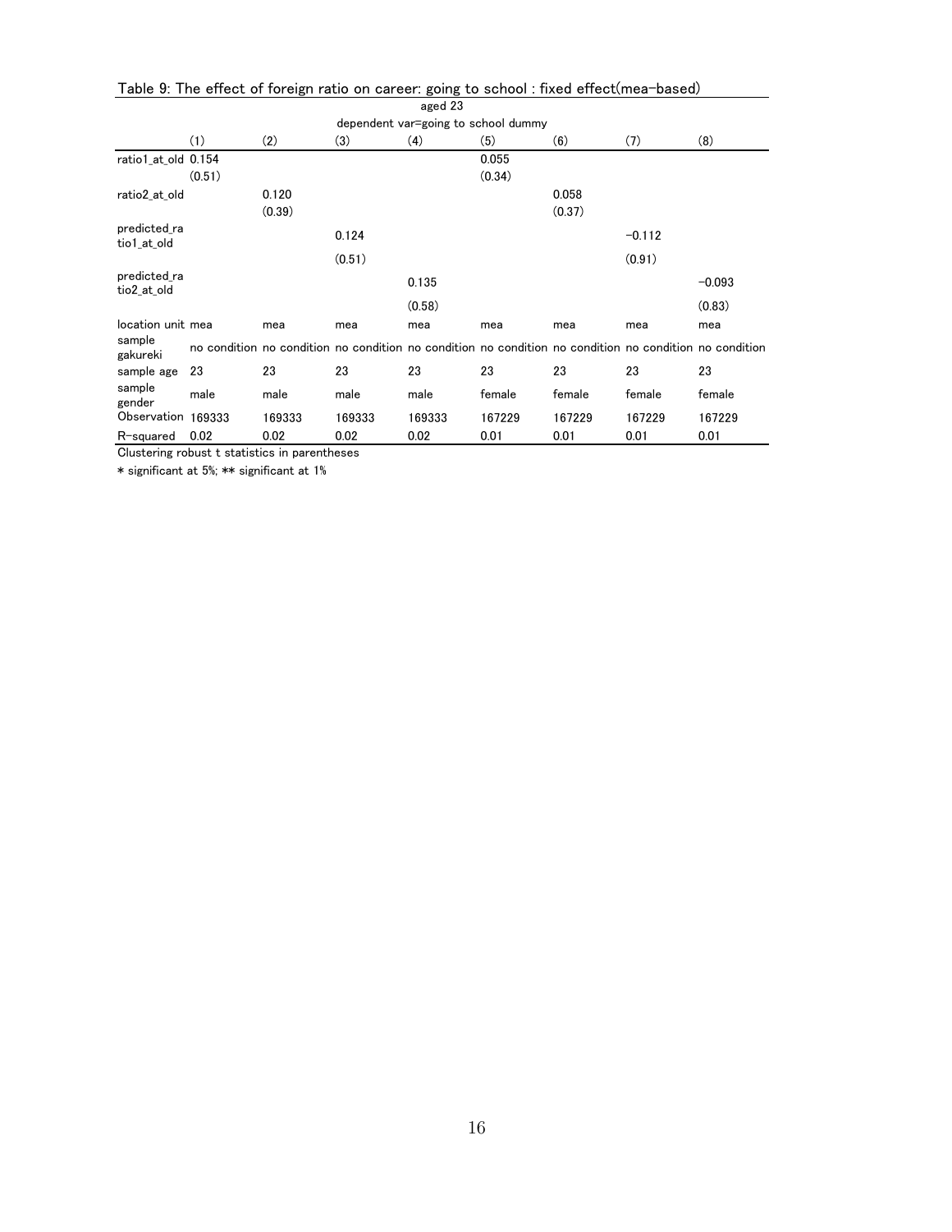Table 9: The effect of foreign ratio on career: going to school : fixed effect(mea-based)

| | aged 23 | | | | | | | |
|---|---|---|---|---|---|---|---|---|
| | dependent var=going to school dummy | | | | | | | |
| | (1) | (2) | (3) | (4) | (5) | (6) | (7) | (8) |
| ratio1_at_old | 0.154 | | | | 0.055 | | | |
| | (0.51) | | | | (0.34) | | | |
| ratio2_at_old | | 0.120 | | | | 0.058 | | |
| | | (0.39) | | | | (0.37) | | |
| predicted_ratio1_at_old | | | 0.124 | | | | −0.112 | |
| | | | (0.51) | | | | (0.91) | |
| predicted_ratio2_at_old | | | | 0.135 | | | | −0.093 |
| | | | | (0.58) | | | | (0.83) |
| location unit | mea | mea | mea | mea | mea | mea | mea | mea |
| sample gakureki | no condition | no condition | no condition | no condition | no condition | no condition | no condition | no condition |
| sample age | 23 | 23 | 23 | 23 | 23 | 23 | 23 | 23 |
| sample gender | male | male | male | male | female | female | female | female |
| Observation | 169333 | 169333 | 169333 | 169333 | 167229 | 167229 | 167229 | 167229 |
| R-squared | 0.02 | 0.02 | 0.02 | 0.02 | 0.01 | 0.01 | 0.01 | 0.01 |

Clustering robust t statistics in parentheses

* significant at 5%; ** significant at 1%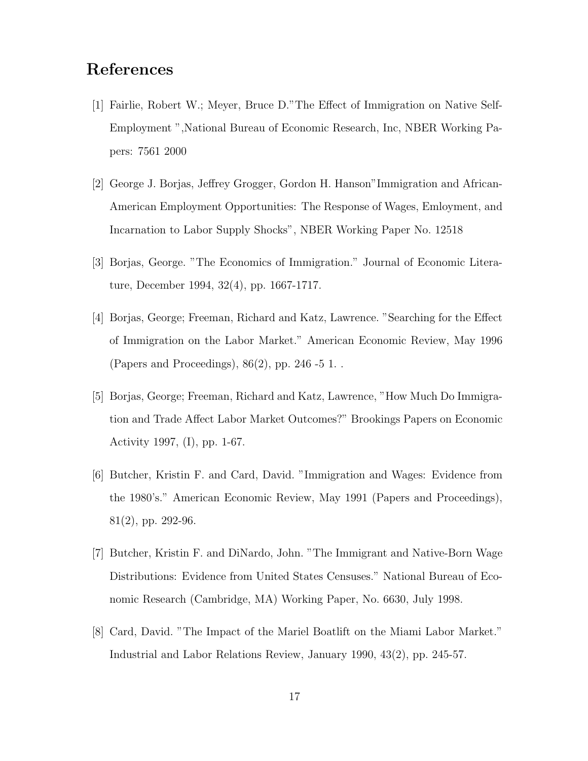# References

[1] Fairlie, Robert W.; Meyer, Bruce D."The Effect of Immigration on Native Self-Employment ",National Bureau of Economic Research, Inc, NBER Working Papers: 7561 2000

[2] George J. Borjas, Jeffrey Grogger, Gordon H. Hanson"Immigration and African-American Employment Opportunities: The Response of Wages, Emloyment, and Incarnation to Labor Supply Shocks", NBER Working Paper No. 12518

[3] Borjas, George. "The Economics of Immigration." Journal of Economic Literature, December 1994, 32(4), pp. 1667-1717.

[4] Borjas, George; Freeman, Richard and Katz, Lawrence. "Searching for the Effect of Immigration on the Labor Market." American Economic Review, May 1996 (Papers and Proceedings), 86(2), pp. 246 -5 1. .

[5] Borjas, George; Freeman, Richard and Katz, Lawrence, "How Much Do Immigration and Trade Affect Labor Market Outcomes?" Brookings Papers on Economic Activity 1997, (I), pp. 1-67.

[6] Butcher, Kristin F. and Card, David. "Immigration and Wages: Evidence from the 1980's." American Economic Review, May 1991 (Papers and Proceedings), 81(2), pp. 292-96.

[7] Butcher, Kristin F. and DiNardo, John. "The Immigrant and Native-Born Wage Distributions: Evidence from United States Censuses." National Bureau of Economic Research (Cambridge, MA) Working Paper, No. 6630, July 1998.

[8] Card, David. "The Impact of the Mariel Boatlift on the Miami Labor Market." Industrial and Labor Relations Review, January 1990, 43(2), pp. 245-57.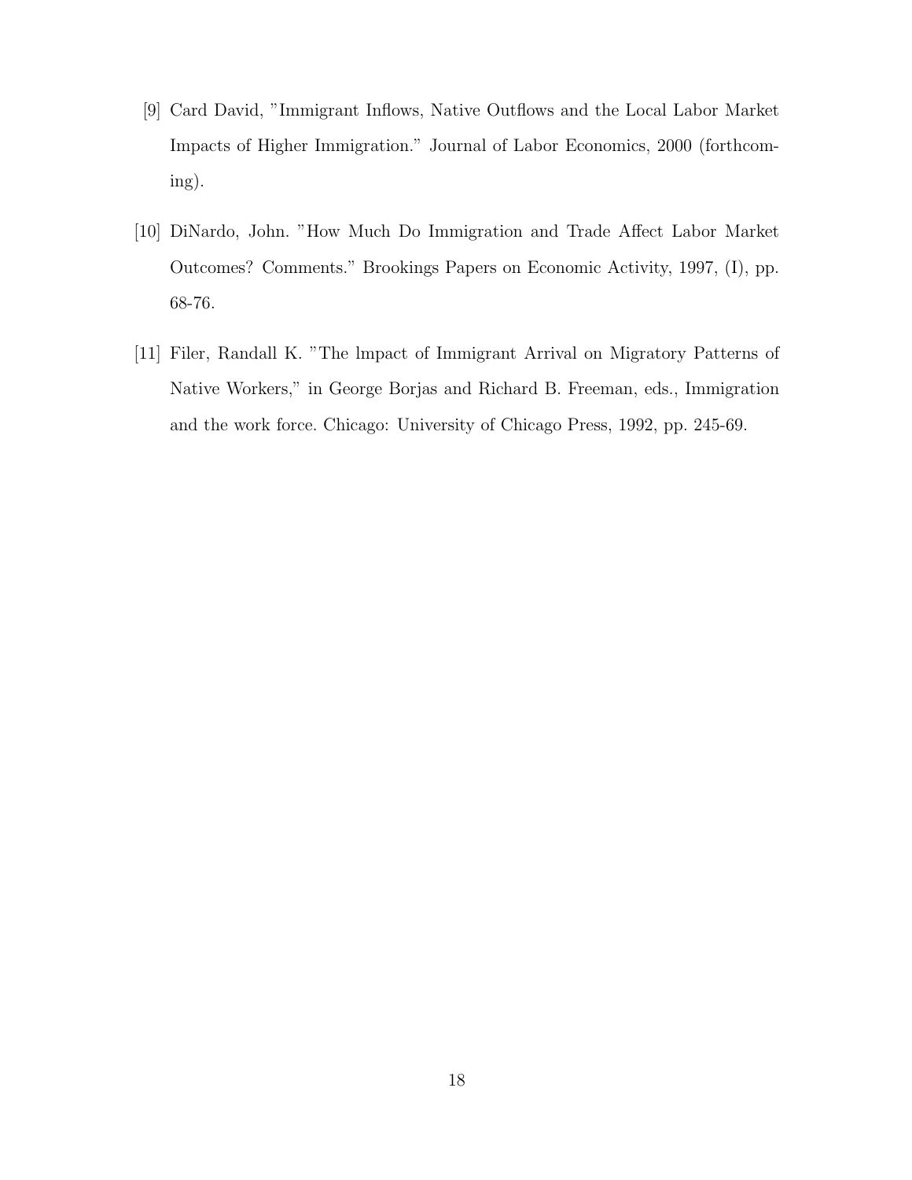[9] Card David, "Immigrant Inflows, Native Outflows and the Local Labor Market Impacts of Higher Immigration." Journal of Labor Economics, 2000 (forthcoming).

[10] DiNardo, John. "How Much Do Immigration and Trade Affect Labor Market Outcomes? Comments." Brookings Papers on Economic Activity, 1997, (I), pp. 68-76.

[11] Filer, Randall K. "The lmpact of Immigrant Arrival on Migratory Patterns of Native Workers," in George Borjas and Richard B. Freeman, eds., Immigration and the work force. Chicago: University of Chicago Press, 1992, pp. 245-69.